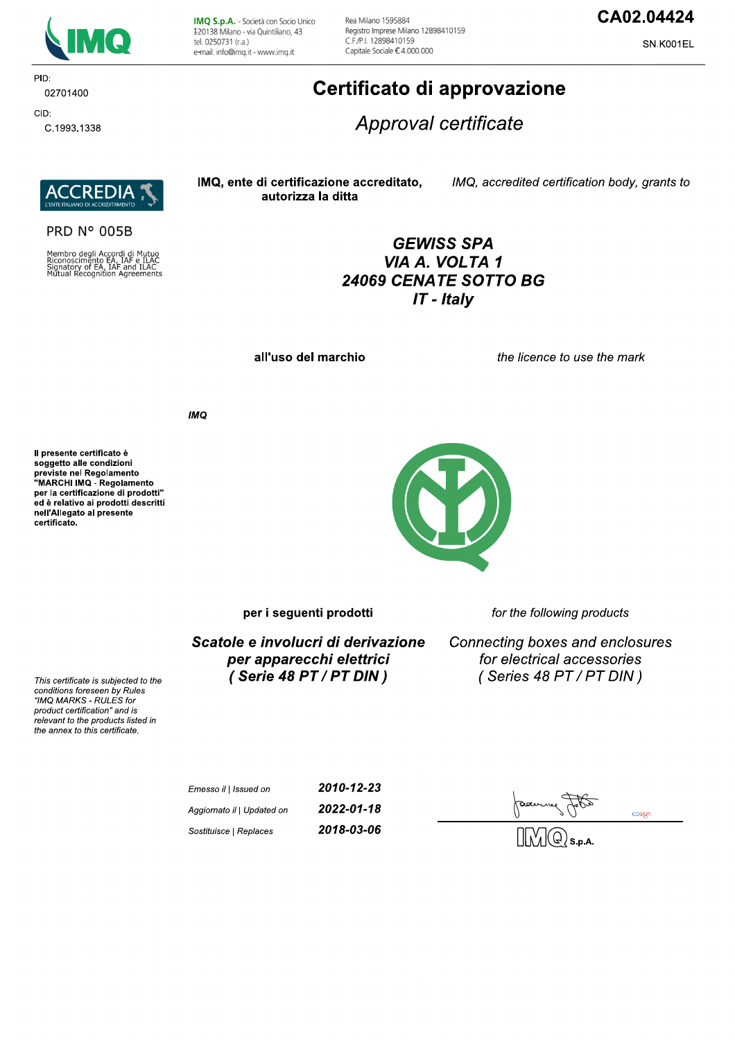IMQ S.p.A. - Società con Socio Unico
I-20138 Milano - via Quintiliano, 43
tel. 0250731 (r.a.)
e-mail: info@imq.it - www.imq.it

Rea Milano 1595884
Registro Imprese Milano 12898410159
C.F./P.I. 12898410159
Capitale Sociale € 4.000.000

**CA02.04424**

SN.K001EL

PID:
02701400

CID:
C.1993.1338

# Certificato di approvazione

## *Approval certificate*

ACCREDIA
L'ENTE ITALIANO DI ACCREDITAMENTO

PRD N° 005B

Membro degli Accordi di Mutuo Riconoscimento EA, IAF e ILAC
Signatory of EA, IAF and ILAC Mutual Recognition Agreements

**IMQ, ente di certificazione accreditato, autorizza la ditta**

*IMQ, accredited certification body, grants to*

***GEWISS SPA***
***VIA A. VOLTA 1***
***24069 CENATE SOTTO BG***
***IT - Italy***

**all'uso del marchio**

*the licence to use the mark*

***IMQ***

**Il presente certificato è soggetto alle condizioni previste nel Regolamento "MARCHI IMQ - Regolamento per la certificazione di prodotti" ed è relativo ai prodotti descritti nell'Allegato al presente certificato.**

*This certificate is subjected to the conditions foreseen by Rules "IMQ MARKS - RULES for product certification" and is relevant to the products listed in the annex to this certificate.*

**per i seguenti prodotti**

*for the following products*

***Scatole e involucri di derivazione per apparecchi elettrici ( Serie 48 PT / PT DIN )***

*Connecting boxes and enclosures for electrical accessories ( Series 48 PT / PT DIN )*

| | |
|---|---|
| *Emesso il \| Issued on* | ***2010-12-23*** |
| *Aggiornato il \| Updated on* | ***2022-01-18*** |
| *Sostituisce \| Replaces* | ***2018-03-06*** |

IMQ S.p.A.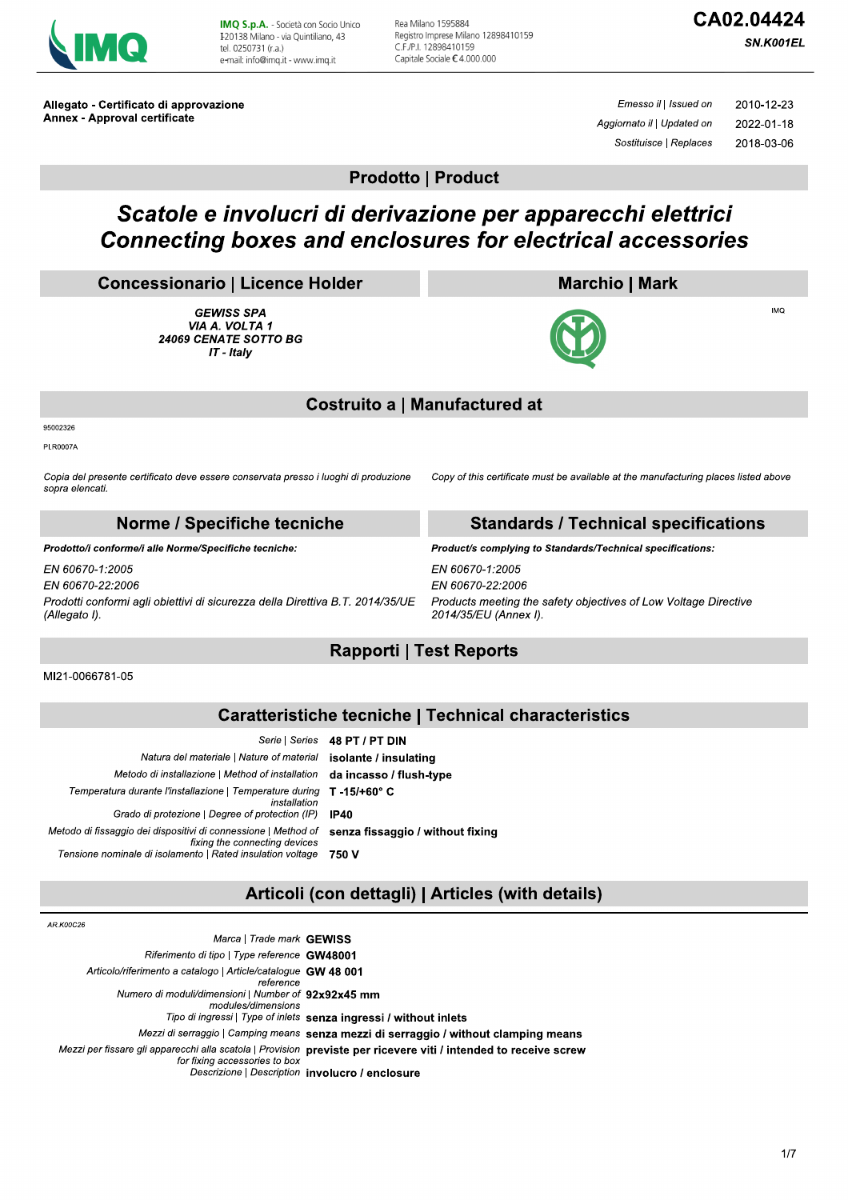IMQ S.p.A. - Società con Socio Unico
I-20138 Milano - via Quintiliano, 43
tel. 0250731 (r.a.)
e-mail: info@imq.it - www.imq.it

Rea Milano 1595884
Registro Imprese Milano 12898410159
C.F./P.I. 12898410159
Capitale Sociale € 4.000.000

**CA02.04424**

***SN.K001EL***

**Allegato - Certificato di approvazione**
**Annex - Approval certificate**

| | |
|---|---|
| *Emesso il \| Issued on* | 2010-12-23 |
| *Aggiornato il \| Updated on* | 2022-01-18 |
| *Sostituisce \| Replaces* | 2018-03-06 |

## Prodotto | Product

# *Scatole e involucri di derivazione per apparecchi elettrici*
# *Connecting boxes and enclosures for electrical accessories*

## Concessionario | Licence Holder

***GEWISS SPA***
***VIA A. VOLTA 1***
***24069 CENATE SOTTO BG***
***IT - Italy***

## Marchio | Mark

IMQ

## Costruito a | Manufactured at

95002326

PI.R0007A

*Copia del presente certificato deve essere conservata presso i luoghi di produzione sopra elencati.*

*Copy of this certificate must be available at the manufacturing places listed above*

## Norme / Specifiche tecniche

***Prodotto/i conforme/i alle Norme/Specifiche tecniche:***

*EN 60670-1:2005*

*EN 60670-22:2006*

*Prodotti conformi agli obiettivi di sicurezza della Direttiva B.T. 2014/35/UE (Allegato I).*

## Standards / Technical specifications

***Product/s complying to Standards/Technical specifications:***

*EN 60670-1:2005*

*EN 60670-22:2006*

*Products meeting the safety objectives of Low Voltage Directive 2014/35/EU (Annex I).*

## Rapporti | Test Reports

MI21-0066781-05

## Caratteristiche tecniche | Technical characteristics

| | |
|---|---|
| *Serie \| Series* | **48 PT / PT DIN** |
| *Natura del materiale \| Nature of material* | **isolante / insulating** |
| *Metodo di installazione \| Method of installation* | **da incasso / flush-type** |
| *Temperatura durante l'installazione \| Temperature during installation* | **T -15/+60° C** |
| *Grado di protezione \| Degree of protection (IP)* | **IP40** |
| *Metodo di fissaggio dei dispositivi di connessione \| Method of fixing the connecting devices* | **senza fissaggio / without fixing** |
| *Tensione nominale di isolamento \| Rated insulation voltage* | **750 V** |

## Articoli (con dettagli) | Articles (with details)

*AR.K00C26*

| | |
|---|---|
| *Marca \| Trade mark* | **GEWISS** |
| *Riferimento di tipo \| Type reference* | **GW48001** |
| *Articolo/riferimento a catalogo \| Article/catalogue reference* | **GW 48 001** |
| *Numero di moduli/dimensioni \| Number of modules/dimensions* | **92x92x45 mm** |
| *Tipo di ingressi \| Type of inlets* | **senza ingressi / without inlets** |
| *Mezzi di serraggio \| Camping means* | **senza mezzi di serraggio / without clamping means** |
| *Mezzi per fissare gli apparecchi alla scatola \| Provision for fixing accessories to box* | **previste per ricevere viti / intended to receive screw** |
| *Descrizione \| Description* | **involucro / enclosure** |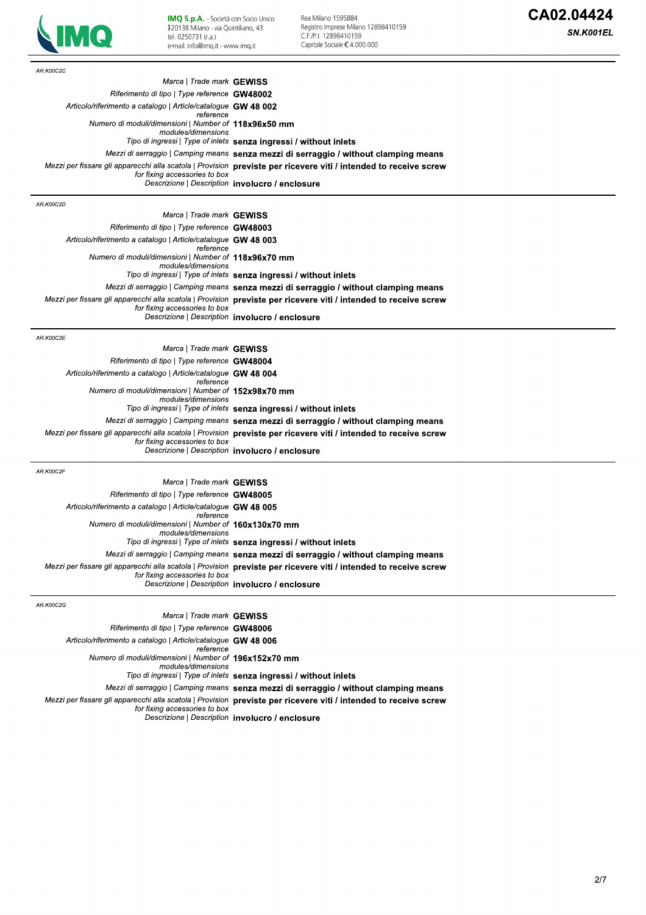AR.K00C2C

| | |
|---|---|
| *Marca \| Trade mark* | **GEWISS** |
| *Riferimento di tipo \| Type reference* | **GW48002** |
| *Articolo/riferimento a catalogo \| Article/catalogue reference* | **GW 48 002** |
| *Numero di moduli/dimensioni \| Number of modules/dimensions* | **118x96x50 mm** |
| *Tipo di ingressi \| Type of inlets* | **senza ingressi / without inlets** |
| *Mezzi di serraggio \| Camping means* | **senza mezzi di serraggio / without clamping means** |
| *Mezzi per fissare gli apparecchi alla scatola \| Provision for fixing accessories to box* | **previste per ricevere viti / intended to receive screw** |
| *Descrizione \| Description* | **involucro / enclosure** |

AR.K00C2D

| | |
|---|---|
| *Marca \| Trade mark* | **GEWISS** |
| *Riferimento di tipo \| Type reference* | **GW48003** |
| *Articolo/riferimento a catalogo \| Article/catalogue reference* | **GW 48 003** |
| *Numero di moduli/dimensioni \| Number of modules/dimensions* | **118x96x70 mm** |
| *Tipo di ingressi \| Type of inlets* | **senza ingressi / without inlets** |
| *Mezzi di serraggio \| Camping means* | **senza mezzi di serraggio / without clamping means** |
| *Mezzi per fissare gli apparecchi alla scatola \| Provision for fixing accessories to box* | **previste per ricevere viti / intended to receive screw** |
| *Descrizione \| Description* | **involucro / enclosure** |

AR.K00C2E

| | |
|---|---|
| *Marca \| Trade mark* | **GEWISS** |
| *Riferimento di tipo \| Type reference* | **GW48004** |
| *Articolo/riferimento a catalogo \| Article/catalogue reference* | **GW 48 004** |
| *Numero di moduli/dimensioni \| Number of modules/dimensions* | **152x98x70 mm** |
| *Tipo di ingressi \| Type of inlets* | **senza ingressi / without inlets** |
| *Mezzi di serraggio \| Camping means* | **senza mezzi di serraggio / without clamping means** |
| *Mezzi per fissare gli apparecchi alla scatola \| Provision for fixing accessories to box* | **previste per ricevere viti / intended to receive screw** |
| *Descrizione \| Description* | **involucro / enclosure** |

AR.K00C2F

| | |
|---|---|
| *Marca \| Trade mark* | **GEWISS** |
| *Riferimento di tipo \| Type reference* | **GW48005** |
| *Articolo/riferimento a catalogo \| Article/catalogue reference* | **GW 48 005** |
| *Numero di moduli/dimensioni \| Number of modules/dimensions* | **160x130x70 mm** |
| *Tipo di ingressi \| Type of inlets* | **senza ingressi / without inlets** |
| *Mezzi di serraggio \| Camping means* | **senza mezzi di serraggio / without clamping means** |
| *Mezzi per fissare gli apparecchi alla scatola \| Provision for fixing accessories to box* | **previste per ricevere viti / intended to receive screw** |
| *Descrizione \| Description* | **involucro / enclosure** |

AR.K00C2G

| | |
|---|---|
| *Marca \| Trade mark* | **GEWISS** |
| *Riferimento di tipo \| Type reference* | **GW48006** |
| *Articolo/riferimento a catalogo \| Article/catalogue reference* | **GW 48 006** |
| *Numero di moduli/dimensioni \| Number of modules/dimensions* | **196x152x70 mm** |
| *Tipo di ingressi \| Type of inlets* | **senza ingressi / without inlets** |
| *Mezzi di serraggio \| Camping means* | **senza mezzi di serraggio / without clamping means** |
| *Mezzi per fissare gli apparecchi alla scatola \| Provision for fixing accessories to box* | **previste per ricevere viti / intended to receive screw** |
| *Descrizione \| Description* | **involucro / enclosure** |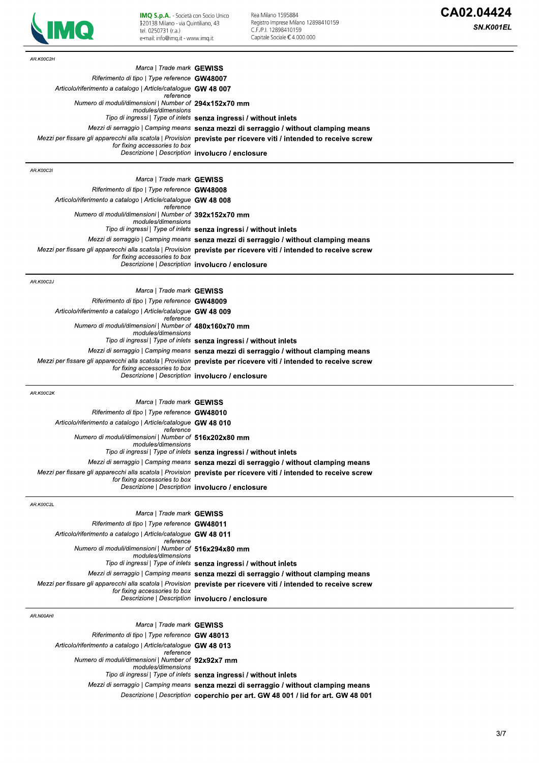AR.K00C2H

| | |
|---|---|
| *Marca \| Trade mark* | **GEWISS** |
| *Riferimento di tipo \| Type reference* | **GW48007** |
| *Articolo/riferimento a catalogo \| Article/catalogue reference* | **GW 48 007** |
| *Numero di moduli/dimensioni \| Number of modules/dimensions* | **294x152x70 mm** |
| *Tipo di ingressi \| Type of inlets* | **senza ingressi / without inlets** |
| *Mezzi di serraggio \| Camping means* | **senza mezzi di serraggio / without clamping means** |
| *Mezzi per fissare gli apparecchi alla scatola \| Provision for fixing accessories to box* | **previste per ricevere viti / intended to receive screw** |
| *Descrizione \| Description* | **involucro / enclosure** |

AR.K00C2I

| | |
|---|---|
| *Marca \| Trade mark* | **GEWISS** |
| *Riferimento di tipo \| Type reference* | **GW48008** |
| *Articolo/riferimento a catalogo \| Article/catalogue reference* | **GW 48 008** |
| *Numero di moduli/dimensioni \| Number of modules/dimensions* | **392x152x70 mm** |
| *Tipo di ingressi \| Type of inlets* | **senza ingressi / without inlets** |
| *Mezzi di serraggio \| Camping means* | **senza mezzi di serraggio / without clamping means** |
| *Mezzi per fissare gli apparecchi alla scatola \| Provision for fixing accessories to box* | **previste per ricevere viti / intended to receive screw** |
| *Descrizione \| Description* | **involucro / enclosure** |

AR.K00C2J

| | |
|---|---|
| *Marca \| Trade mark* | **GEWISS** |
| *Riferimento di tipo \| Type reference* | **GW48009** |
| *Articolo/riferimento a catalogo \| Article/catalogue reference* | **GW 48 009** |
| *Numero di moduli/dimensioni \| Number of modules/dimensions* | **480x160x70 mm** |
| *Tipo di ingressi \| Type of inlets* | **senza ingressi / without inlets** |
| *Mezzi di serraggio \| Camping means* | **senza mezzi di serraggio / without clamping means** |
| *Mezzi per fissare gli apparecchi alla scatola \| Provision for fixing accessories to box* | **previste per ricevere viti / intended to receive screw** |
| *Descrizione \| Description* | **involucro / enclosure** |

AR.K00C2K

| | |
|---|---|
| *Marca \| Trade mark* | **GEWISS** |
| *Riferimento di tipo \| Type reference* | **GW48010** |
| *Articolo/riferimento a catalogo \| Article/catalogue reference* | **GW 48 010** |
| *Numero di moduli/dimensioni \| Number of modules/dimensions* | **516x202x80 mm** |
| *Tipo di ingressi \| Type of inlets* | **senza ingressi / without inlets** |
| *Mezzi di serraggio \| Camping means* | **senza mezzi di serraggio / without clamping means** |
| *Mezzi per fissare gli apparecchi alla scatola \| Provision for fixing accessories to box* | **previste per ricevere viti / intended to receive screw** |
| *Descrizione \| Description* | **involucro / enclosure** |

AR.K00C2L

| | |
|---|---|
| *Marca \| Trade mark* | **GEWISS** |
| *Riferimento di tipo \| Type reference* | **GW48011** |
| *Articolo/riferimento a catalogo \| Article/catalogue reference* | **GW 48 011** |
| *Numero di moduli/dimensioni \| Number of modules/dimensions* | **516x294x80 mm** |
| *Tipo di ingressi \| Type of inlets* | **senza ingressi / without inlets** |
| *Mezzi di serraggio \| Camping means* | **senza mezzi di serraggio / without clamping means** |
| *Mezzi per fissare gli apparecchi alla scatola \| Provision for fixing accessories to box* | **previste per ricevere viti / intended to receive screw** |
| *Descrizione \| Description* | **involucro / enclosure** |

AR.N00AHI

| | |
|---|---|
| *Marca \| Trade mark* | **GEWISS** |
| *Riferimento di tipo \| Type reference* | **GW 48013** |
| *Articolo/riferimento a catalogo \| Article/catalogue reference* | **GW 48 013** |
| *Numero di moduli/dimensioni \| Number of modules/dimensions* | **92x92x7 mm** |
| *Tipo di ingressi \| Type of inlets* | **senza ingressi / without inlets** |
| *Mezzi di serraggio \| Camping means* | **senza mezzi di serraggio / without clamping means** |
| *Descrizione \| Description* | **coperchio per art. GW 48 001 / lid for art. GW 48 001** |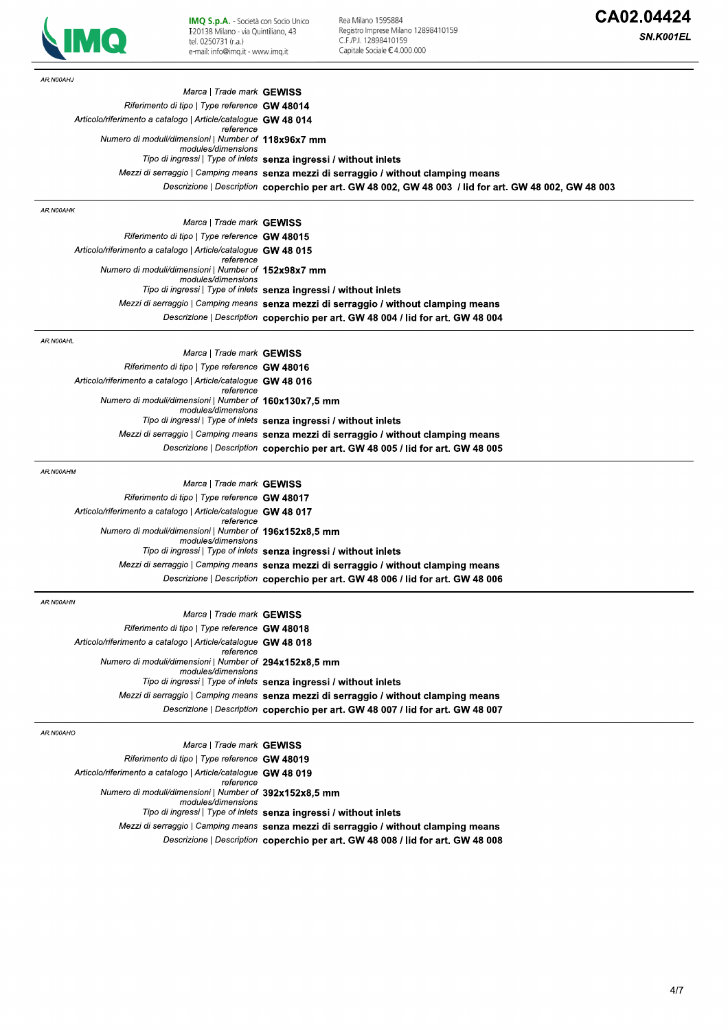AR.N00AHJ

| | |
|---|---|
| *Marca \| Trade mark* | **GEWISS** |
| *Riferimento di tipo \| Type reference* | **GW 48014** |
| *Articolo/riferimento a catalogo \| Article/catalogue reference* | **GW 48 014** |
| *Numero di moduli/dimensioni \| Number of modules/dimensions* | **118x96x7 mm** |
| *Tipo di ingressi \| Type of inlets* | **senza ingressi / without inlets** |
| *Mezzi di serraggio \| Camping means* | **senza mezzi di serraggio / without clamping means** |
| *Descrizione \| Description* | **coperchio per art. GW 48 002, GW 48 003 / lid for art. GW 48 002, GW 48 003** |

AR.N00AHK

| | |
|---|---|
| *Marca \| Trade mark* | **GEWISS** |
| *Riferimento di tipo \| Type reference* | **GW 48015** |
| *Articolo/riferimento a catalogo \| Article/catalogue reference* | **GW 48 015** |
| *Numero di moduli/dimensioni \| Number of modules/dimensions* | **152x98x7 mm** |
| *Tipo di ingressi \| Type of inlets* | **senza ingressi / without inlets** |
| *Mezzi di serraggio \| Camping means* | **senza mezzi di serraggio / without clamping means** |
| *Descrizione \| Description* | **coperchio per art. GW 48 004 / lid for art. GW 48 004** |

AR.N00AHL

| | |
|---|---|
| *Marca \| Trade mark* | **GEWISS** |
| *Riferimento di tipo \| Type reference* | **GW 48016** |
| *Articolo/riferimento a catalogo \| Article/catalogue reference* | **GW 48 016** |
| *Numero di moduli/dimensioni \| Number of modules/dimensions* | **160x130x7,5 mm** |
| *Tipo di ingressi \| Type of inlets* | **senza ingressi / without inlets** |
| *Mezzi di serraggio \| Camping means* | **senza mezzi di serraggio / without clamping means** |
| *Descrizione \| Description* | **coperchio per art. GW 48 005 / lid for art. GW 48 005** |

AR.N00AHM

| | |
|---|---|
| *Marca \| Trade mark* | **GEWISS** |
| *Riferimento di tipo \| Type reference* | **GW 48017** |
| *Articolo/riferimento a catalogo \| Article/catalogue reference* | **GW 48 017** |
| *Numero di moduli/dimensioni \| Number of modules/dimensions* | **196x152x8,5 mm** |
| *Tipo di ingressi \| Type of inlets* | **senza ingressi / without inlets** |
| *Mezzi di serraggio \| Camping means* | **senza mezzi di serraggio / without clamping means** |
| *Descrizione \| Description* | **coperchio per art. GW 48 006 / lid for art. GW 48 006** |

AR.N00AHN

| | |
|---|---|
| *Marca \| Trade mark* | **GEWISS** |
| *Riferimento di tipo \| Type reference* | **GW 48018** |
| *Articolo/riferimento a catalogo \| Article/catalogue reference* | **GW 48 018** |
| *Numero di moduli/dimensioni \| Number of modules/dimensions* | **294x152x8,5 mm** |
| *Tipo di ingressi \| Type of inlets* | **senza ingressi / without inlets** |
| *Mezzi di serraggio \| Camping means* | **senza mezzi di serraggio / without clamping means** |
| *Descrizione \| Description* | **coperchio per art. GW 48 007 / lid for art. GW 48 007** |

AR.N00AHO

| | |
|---|---|
| *Marca \| Trade mark* | **GEWISS** |
| *Riferimento di tipo \| Type reference* | **GW 48019** |
| *Articolo/riferimento a catalogo \| Article/catalogue reference* | **GW 48 019** |
| *Numero di moduli/dimensioni \| Number of modules/dimensions* | **392x152x8,5 mm** |
| *Tipo di ingressi \| Type of inlets* | **senza ingressi / without inlets** |
| *Mezzi di serraggio \| Camping means* | **senza mezzi di serraggio / without clamping means** |
| *Descrizione \| Description* | **coperchio per art. GW 48 008 / lid for art. GW 48 008** |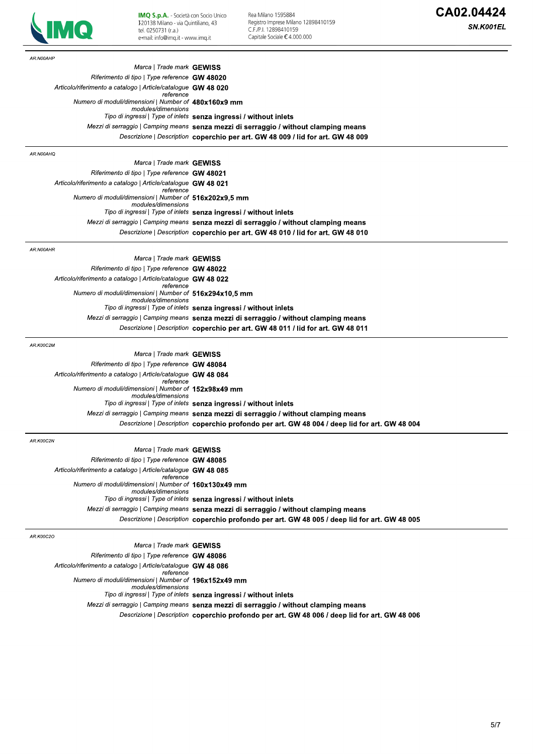AR.N00AHP

| | |
|---|---|
| *Marca \| Trade mark* | **GEWISS** |
| *Riferimento di tipo \| Type reference* | **GW 48020** |
| *Articolo/riferimento a catalogo \| Article/catalogue reference* | **GW 48 020** |
| *Numero di moduli/dimensioni \| Number of modules/dimensions* | **480x160x9 mm** |
| *Tipo di ingressi \| Type of inlets* | **senza ingressi / without inlets** |
| *Mezzi di serraggio \| Camping means* | **senza mezzi di serraggio / without clamping means** |
| *Descrizione \| Description* | **coperchio per art. GW 48 009 / lid for art. GW 48 009** |

AR.N00AHQ

| | |
|---|---|
| *Marca \| Trade mark* | **GEWISS** |
| *Riferimento di tipo \| Type reference* | **GW 48021** |
| *Articolo/riferimento a catalogo \| Article/catalogue reference* | **GW 48 021** |
| *Numero di moduli/dimensioni \| Number of modules/dimensions* | **516x202x9,5 mm** |
| *Tipo di ingressi \| Type of inlets* | **senza ingressi / without inlets** |
| *Mezzi di serraggio \| Camping means* | **senza mezzi di serraggio / without clamping means** |
| *Descrizione \| Description* | **coperchio per art. GW 48 010 / lid for art. GW 48 010** |

AR.N00AHR

| | |
|---|---|
| *Marca \| Trade mark* | **GEWISS** |
| *Riferimento di tipo \| Type reference* | **GW 48022** |
| *Articolo/riferimento a catalogo \| Article/catalogue reference* | **GW 48 022** |
| *Numero di moduli/dimensioni \| Number of modules/dimensions* | **516x294x10,5 mm** |
| *Tipo di ingressi \| Type of inlets* | **senza ingressi / without inlets** |
| *Mezzi di serraggio \| Camping means* | **senza mezzi di serraggio / without clamping means** |
| *Descrizione \| Description* | **coperchio per art. GW 48 011 / lid for art. GW 48 011** |

AR.K00C2M

| | |
|---|---|
| *Marca \| Trade mark* | **GEWISS** |
| *Riferimento di tipo \| Type reference* | **GW 48084** |
| *Articolo/riferimento a catalogo \| Article/catalogue reference* | **GW 48 084** |
| *Numero di moduli/dimensioni \| Number of modules/dimensions* | **152x98x49 mm** |
| *Tipo di ingressi \| Type of inlets* | **senza ingressi / without inlets** |
| *Mezzi di serraggio \| Camping means* | **senza mezzi di serraggio / without clamping means** |
| *Descrizione \| Description* | **coperchio profondo per art. GW 48 004 / deep lid for art. GW 48 004** |

AR.K00C2N

| | |
|---|---|
| *Marca \| Trade mark* | **GEWISS** |
| *Riferimento di tipo \| Type reference* | **GW 48085** |
| *Articolo/riferimento a catalogo \| Article/catalogue reference* | **GW 48 085** |
| *Numero di moduli/dimensioni \| Number of modules/dimensions* | **160x130x49 mm** |
| *Tipo di ingressi \| Type of inlets* | **senza ingressi / without inlets** |
| *Mezzi di serraggio \| Camping means* | **senza mezzi di serraggio / without clamping means** |
| *Descrizione \| Description* | **coperchio profondo per art. GW 48 005 / deep lid for art. GW 48 005** |

AR.K00C2O

| | |
|---|---|
| *Marca \| Trade mark* | **GEWISS** |
| *Riferimento di tipo \| Type reference* | **GW 48086** |
| *Articolo/riferimento a catalogo \| Article/catalogue reference* | **GW 48 086** |
| *Numero di moduli/dimensioni \| Number of modules/dimensions* | **196x152x49 mm** |
| *Tipo di ingressi \| Type of inlets* | **senza ingressi / without inlets** |
| *Mezzi di serraggio \| Camping means* | **senza mezzi di serraggio / without clamping means** |
| *Descrizione \| Description* | **coperchio profondo per art. GW 48 006 / deep lid for art. GW 48 006** |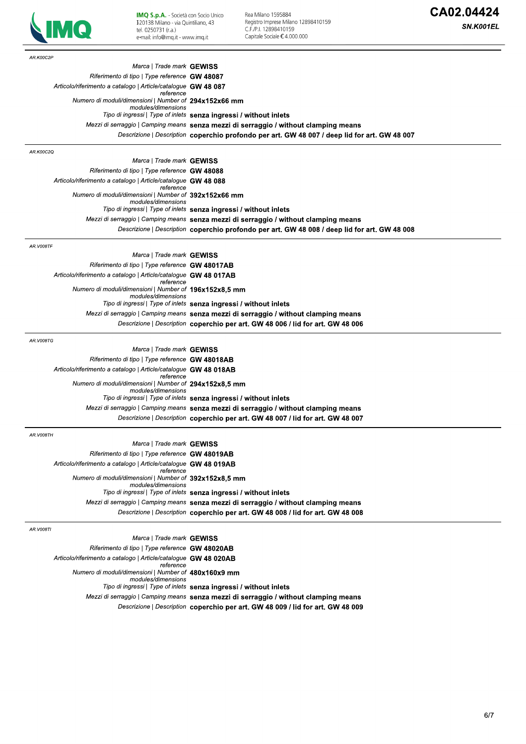AR.K00C2P

| | |
|---|---|
| *Marca \| Trade mark* | **GEWISS** |
| *Riferimento di tipo \| Type reference* | **GW 48087** |
| *Articolo/riferimento a catalogo \| Article/catalogue reference* | **GW 48 087** |
| *Numero di moduli/dimensioni \| Number of modules/dimensions* | **294x152x66 mm** |
| *Tipo di ingressi \| Type of inlets* | **senza ingressi / without inlets** |
| *Mezzi di serraggio \| Camping means* | **senza mezzi di serraggio / without clamping means** |
| *Descrizione \| Description* | **coperchio profondo per art. GW 48 007 / deep lid for art. GW 48 007** |

AR.K00C2Q

| | |
|---|---|
| *Marca \| Trade mark* | **GEWISS** |
| *Riferimento di tipo \| Type reference* | **GW 48088** |
| *Articolo/riferimento a catalogo \| Article/catalogue reference* | **GW 48 088** |
| *Numero di moduli/dimensioni \| Number of modules/dimensions* | **392x152x66 mm** |
| *Tipo di ingressi \| Type of inlets* | **senza ingressi / without inlets** |
| *Mezzi di serraggio \| Camping means* | **senza mezzi di serraggio / without clamping means** |
| *Descrizione \| Description* | **coperchio profondo per art. GW 48 008 / deep lid for art. GW 48 008** |

AR.V008TF

| | |
|---|---|
| *Marca \| Trade mark* | **GEWISS** |
| *Riferimento di tipo \| Type reference* | **GW 48017AB** |
| *Articolo/riferimento a catalogo \| Article/catalogue reference* | **GW 48 017AB** |
| *Numero di moduli/dimensioni \| Number of modules/dimensions* | **196x152x8,5 mm** |
| *Tipo di ingressi \| Type of inlets* | **senza ingressi / without inlets** |
| *Mezzi di serraggio \| Camping means* | **senza mezzi di serraggio / without clamping means** |
| *Descrizione \| Description* | **coperchio per art. GW 48 006 / lid for art. GW 48 006** |

AR.V008TG

| | |
|---|---|
| *Marca \| Trade mark* | **GEWISS** |
| *Riferimento di tipo \| Type reference* | **GW 48018AB** |
| *Articolo/riferimento a catalogo \| Article/catalogue reference* | **GW 48 018AB** |
| *Numero di moduli/dimensioni \| Number of modules/dimensions* | **294x152x8,5 mm** |
| *Tipo di ingressi \| Type of inlets* | **senza ingressi / without inlets** |
| *Mezzi di serraggio \| Camping means* | **senza mezzi di serraggio / without clamping means** |
| *Descrizione \| Description* | **coperchio per art. GW 48 007 / lid for art. GW 48 007** |

AR.V008TH

| | |
|---|---|
| *Marca \| Trade mark* | **GEWISS** |
| *Riferimento di tipo \| Type reference* | **GW 48019AB** |
| *Articolo/riferimento a catalogo \| Article/catalogue reference* | **GW 48 019AB** |
| *Numero di moduli/dimensioni \| Number of modules/dimensions* | **392x152x8,5 mm** |
| *Tipo di ingressi \| Type of inlets* | **senza ingressi / without inlets** |
| *Mezzi di serraggio \| Camping means* | **senza mezzi di serraggio / without clamping means** |
| *Descrizione \| Description* | **coperchio per art. GW 48 008 / lid for art. GW 48 008** |

AR.V008TI

| | |
|---|---|
| *Marca \| Trade mark* | **GEWISS** |
| *Riferimento di tipo \| Type reference* | **GW 48020AB** |
| *Articolo/riferimento a catalogo \| Article/catalogue reference* | **GW 48 020AB** |
| *Numero di moduli/dimensioni \| Number of modules/dimensions* | **480x160x9 mm** |
| *Tipo di ingressi \| Type of inlets* | **senza ingressi / without inlets** |
| *Mezzi di serraggio \| Camping means* | **senza mezzi di serraggio / without clamping means** |
| *Descrizione \| Description* | **coperchio per art. GW 48 009 / lid for art. GW 48 009** |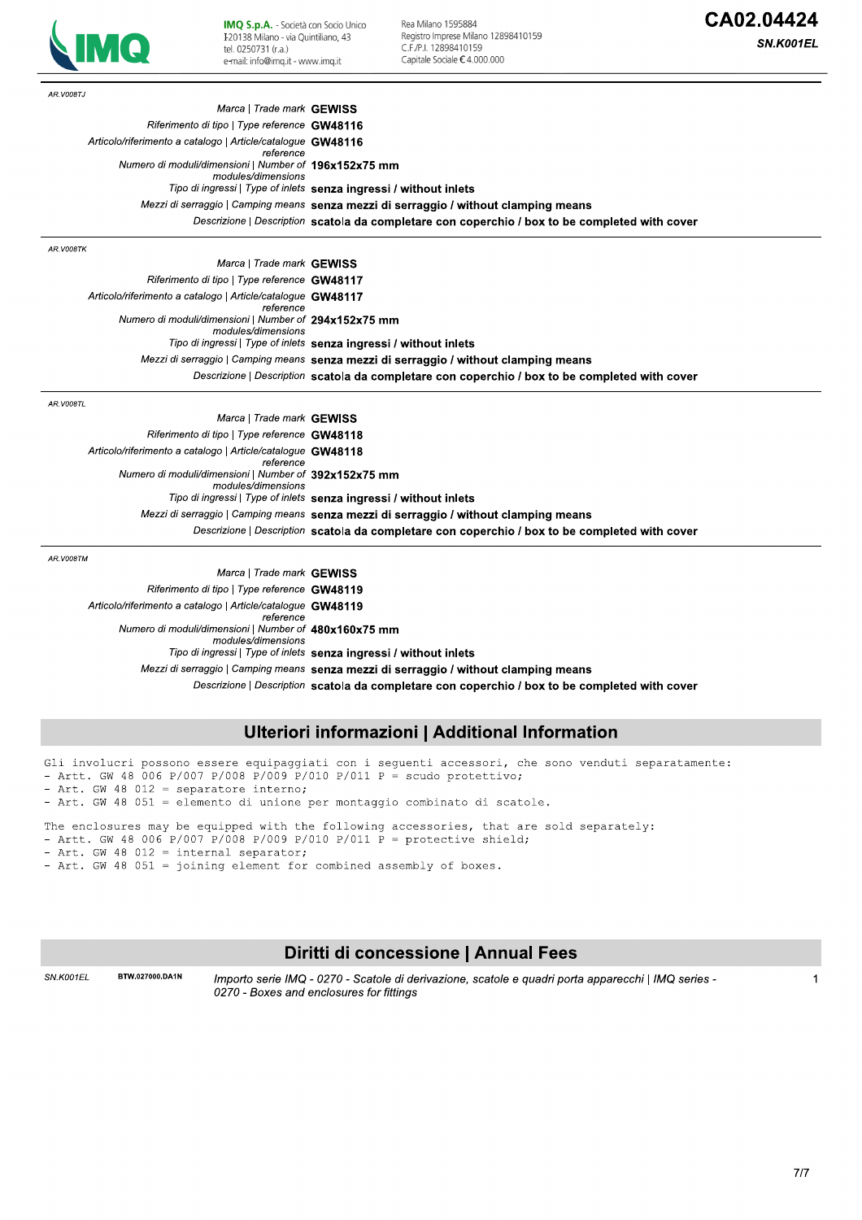AR.V008TJ

| | |
|---|---|
| *Marca* \| *Trade mark* | **GEWISS** |
| *Riferimento di tipo* \| *Type reference* | **GW48116** |
| *Articolo/riferimento a catalogo* \| *Article/catalogue reference* | **GW48116** |
| *Numero di moduli/dimensioni* \| *Number of modules/dimensions* | **196x152x75 mm** |
| *Tipo di ingressi* \| *Type of inlets* | **senza ingressi / without inlets** |
| *Mezzi di serraggio* \| *Camping means* | **senza mezzi di serraggio / without clamping means** |
| *Descrizione* \| *Description* | **scatola da completare con coperchio / box to be completed with cover** |

AR.V008TK

| | |
|---|---|
| *Marca* \| *Trade mark* | **GEWISS** |
| *Riferimento di tipo* \| *Type reference* | **GW48117** |
| *Articolo/riferimento a catalogo* \| *Article/catalogue reference* | **GW48117** |
| *Numero di moduli/dimensioni* \| *Number of modules/dimensions* | **294x152x75 mm** |
| *Tipo di ingressi* \| *Type of inlets* | **senza ingressi / without inlets** |
| *Mezzi di serraggio* \| *Camping means* | **senza mezzi di serraggio / without clamping means** |
| *Descrizione* \| *Description* | **scatola da completare con coperchio / box to be completed with cover** |

AR.V008TL

| | |
|---|---|
| *Marca* \| *Trade mark* | **GEWISS** |
| *Riferimento di tipo* \| *Type reference* | **GW48118** |
| *Articolo/riferimento a catalogo* \| *Article/catalogue reference* | **GW48118** |
| *Numero di moduli/dimensioni* \| *Number of modules/dimensions* | **392x152x75 mm** |
| *Tipo di ingressi* \| *Type of inlets* | **senza ingressi / without inlets** |
| *Mezzi di serraggio* \| *Camping means* | **senza mezzi di serraggio / without clamping means** |
| *Descrizione* \| *Description* | **scatola da completare con coperchio / box to be completed with cover** |

AR.V008TM

| | |
|---|---|
| *Marca* \| *Trade mark* | **GEWISS** |
| *Riferimento di tipo* \| *Type reference* | **GW48119** |
| *Articolo/riferimento a catalogo* \| *Article/catalogue reference* | **GW48119** |
| *Numero di moduli/dimensioni* \| *Number of modules/dimensions* | **480x160x75 mm** |
| *Tipo di ingressi* \| *Type of inlets* | **senza ingressi / without inlets** |
| *Mezzi di serraggio* \| *Camping means* | **senza mezzi di serraggio / without clamping means** |
| *Descrizione* \| *Description* | **scatola da completare con coperchio / box to be completed with cover** |

## Ulteriori informazioni | Additional Information

Gli involucri possono essere equipaggiati con i seguenti accessori, che sono venduti separatamente:
- Artt. GW 48 006 P/007 P/008 P/009 P/010 P/011 P = scudo protettivo;
- Art. GW 48 012 = separatore interno;
- Art. GW 48 051 = elemento di unione per montaggio combinato di scatole.

The enclosures may be equipped with the following accessories, that are sold separately:
- Artt. GW 48 006 P/007 P/008 P/009 P/010 P/011 P = protective shield;
- Art. GW 48 012 = internal separator;
- Art. GW 48 051 = joining element for combined assembly of boxes.

## Diritti di concessione | Annual Fees

| | | | |
|---|---|---|---|
| SN.K001EL | BTW.027000.DA1N | *Importo serie IMQ - 0270 - Scatole di derivazione, scatole e quadri porta apparecchi \| IMQ series - 0270 - Boxes and enclosures for fittings* | 1 |